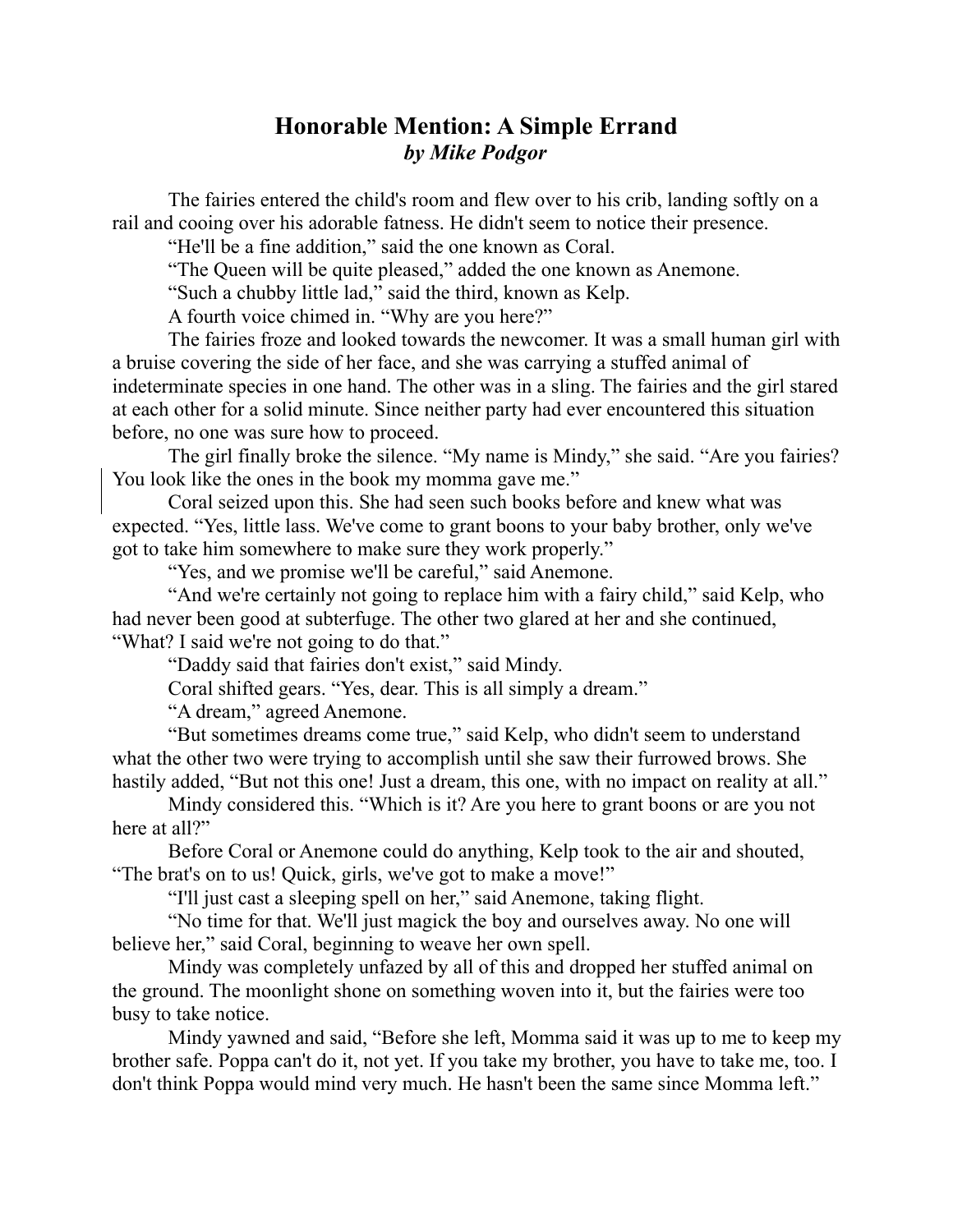# Honorable Mention: A Simple Errand

***by Mike Podgor***

The fairies entered the child's room and flew over to his crib, landing softly on a rail and cooing over his adorable fatness. He didn't seem to notice their presence.

"He'll be a fine addition," said the one known as Coral.

"The Queen will be quite pleased," added the one known as Anemone.

"Such a chubby little lad," said the third, known as Kelp.

A fourth voice chimed in. "Why are you here?"

The fairies froze and looked towards the newcomer. It was a small human girl with a bruise covering the side of her face, and she was carrying a stuffed animal of indeterminate species in one hand. The other was in a sling. The fairies and the girl stared at each other for a solid minute. Since neither party had ever encountered this situation before, no one was sure how to proceed.

The girl finally broke the silence. "My name is Mindy," she said. "Are you fairies? You look like the ones in the book my momma gave me."

Coral seized upon this. She had seen such books before and knew what was expected. "Yes, little lass. We've come to grant boons to your baby brother, only we've got to take him somewhere to make sure they work properly."

"Yes, and we promise we'll be careful," said Anemone.

"And we're certainly not going to replace him with a fairy child," said Kelp, who had never been good at subterfuge. The other two glared at her and she continued, "What? I said we're not going to do that."

"Daddy said that fairies don't exist," said Mindy.

Coral shifted gears. "Yes, dear. This is all simply a dream."

"A dream," agreed Anemone.

"But sometimes dreams come true," said Kelp, who didn't seem to understand what the other two were trying to accomplish until she saw their furrowed brows. She hastily added, "But not this one! Just a dream, this one, with no impact on reality at all."

Mindy considered this. "Which is it? Are you here to grant boons or are you not here at all?"

Before Coral or Anemone could do anything, Kelp took to the air and shouted, "The brat's on to us! Quick, girls, we've got to make a move!"

"I'll just cast a sleeping spell on her," said Anemone, taking flight.

"No time for that. We'll just magick the boy and ourselves away. No one will believe her," said Coral, beginning to weave her own spell.

Mindy was completely unfazed by all of this and dropped her stuffed animal on the ground. The moonlight shone on something woven into it, but the fairies were too busy to take notice.

Mindy yawned and said, "Before she left, Momma said it was up to me to keep my brother safe. Poppa can't do it, not yet. If you take my brother, you have to take me, too. I don't think Poppa would mind very much. He hasn't been the same since Momma left."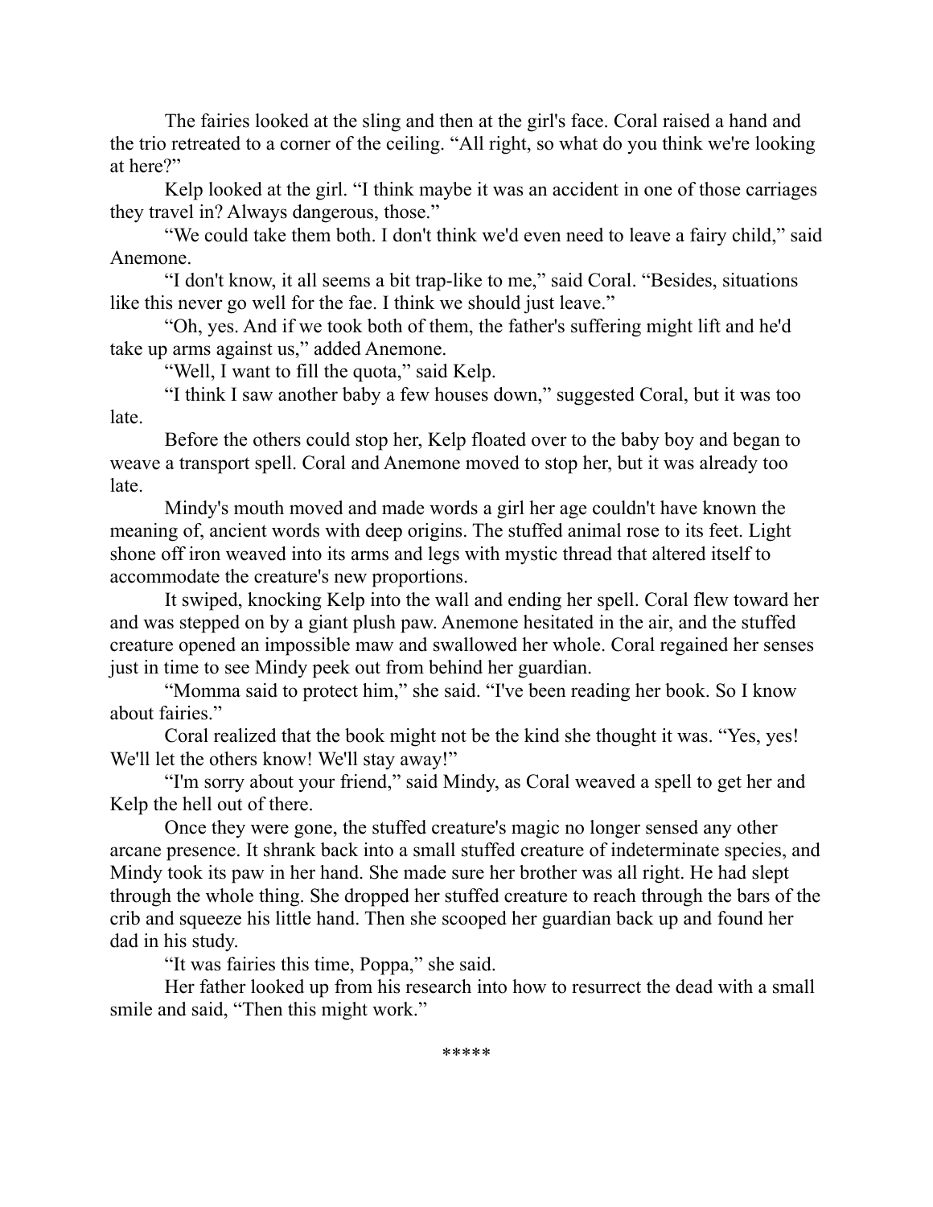The fairies looked at the sling and then at the girl's face. Coral raised a hand and the trio retreated to a corner of the ceiling. “All right, so what do you think we're looking at here?”

Kelp looked at the girl. “I think maybe it was an accident in one of those carriages they travel in? Always dangerous, those.”

“We could take them both. I don't think we'd even need to leave a fairy child,” said Anemone.

“I don't know, it all seems a bit trap-like to me,” said Coral. “Besides, situations like this never go well for the fae. I think we should just leave.”

“Oh, yes. And if we took both of them, the father's suffering might lift and he'd take up arms against us,” added Anemone.

“Well, I want to fill the quota,” said Kelp.

“I think I saw another baby a few houses down,” suggested Coral, but it was too late.

Before the others could stop her, Kelp floated over to the baby boy and began to weave a transport spell. Coral and Anemone moved to stop her, but it was already too late.

Mindy's mouth moved and made words a girl her age couldn't have known the meaning of, ancient words with deep origins. The stuffed animal rose to its feet. Light shone off iron weaved into its arms and legs with mystic thread that altered itself to accommodate the creature's new proportions.

It swiped, knocking Kelp into the wall and ending her spell. Coral flew toward her and was stepped on by a giant plush paw. Anemone hesitated in the air, and the stuffed creature opened an impossible maw and swallowed her whole. Coral regained her senses just in time to see Mindy peek out from behind her guardian.

“Momma said to protect him,” she said. “I've been reading her book. So I know about fairies.”

Coral realized that the book might not be the kind she thought it was. “Yes, yes! We'll let the others know! We'll stay away!”

“I'm sorry about your friend,” said Mindy, as Coral weaved a spell to get her and Kelp the hell out of there.

Once they were gone, the stuffed creature's magic no longer sensed any other arcane presence. It shrank back into a small stuffed creature of indeterminate species, and Mindy took its paw in her hand. She made sure her brother was all right. He had slept through the whole thing. She dropped her stuffed creature to reach through the bars of the crib and squeeze his little hand. Then she scooped her guardian back up and found her dad in his study.

“It was fairies this time, Poppa,” she said.

Her father looked up from his research into how to resurrect the dead with a small smile and said, “Then this might work.”

*****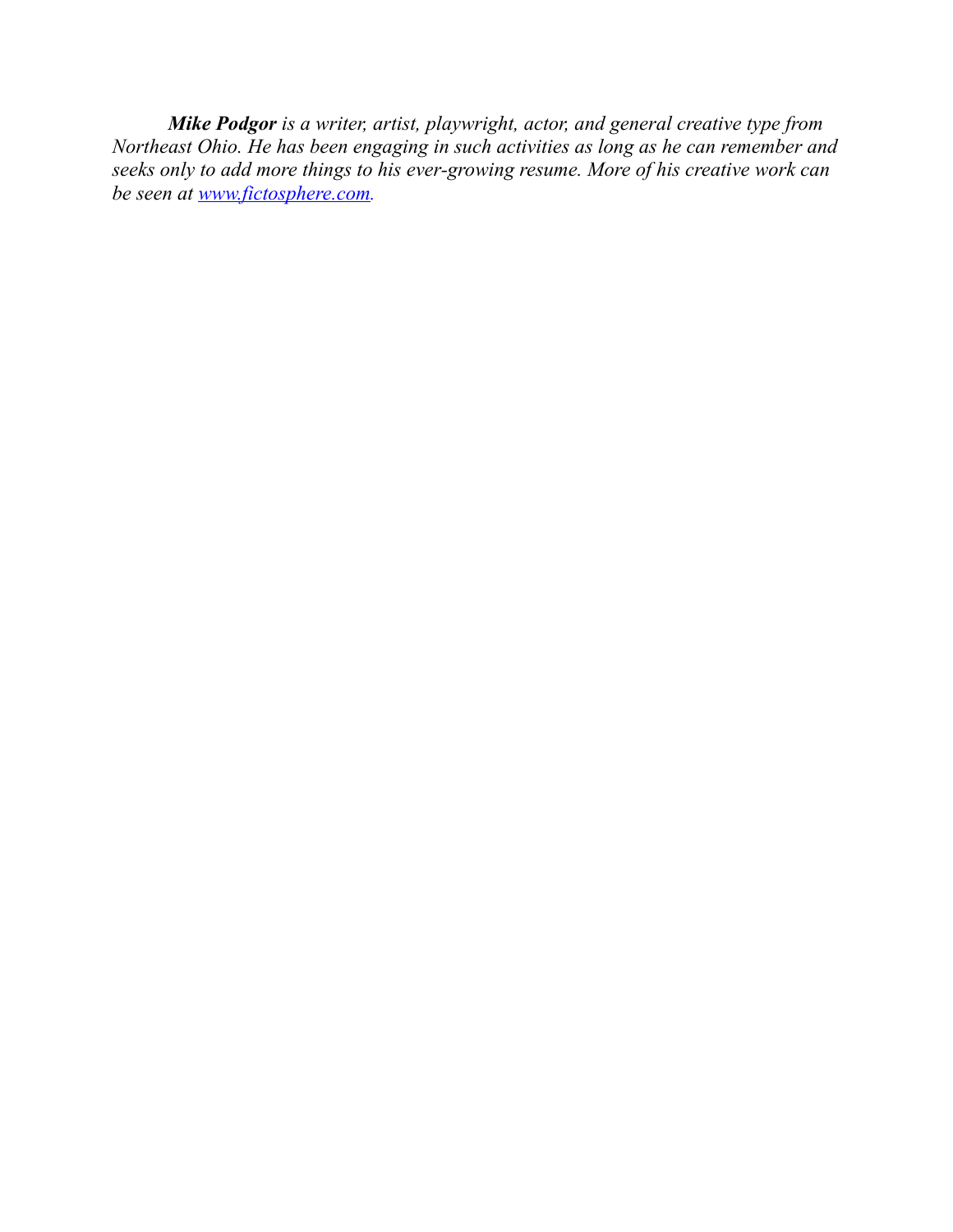***Mike Podgor** is a writer, artist, playwright, actor, and general creative type from Northeast Ohio. He has been engaging in such activities as long as he can remember and seeks only to add more things to his ever-growing resume. More of his creative work can be seen at [www.fictosphere.com](http://www.fictosphere.com).*